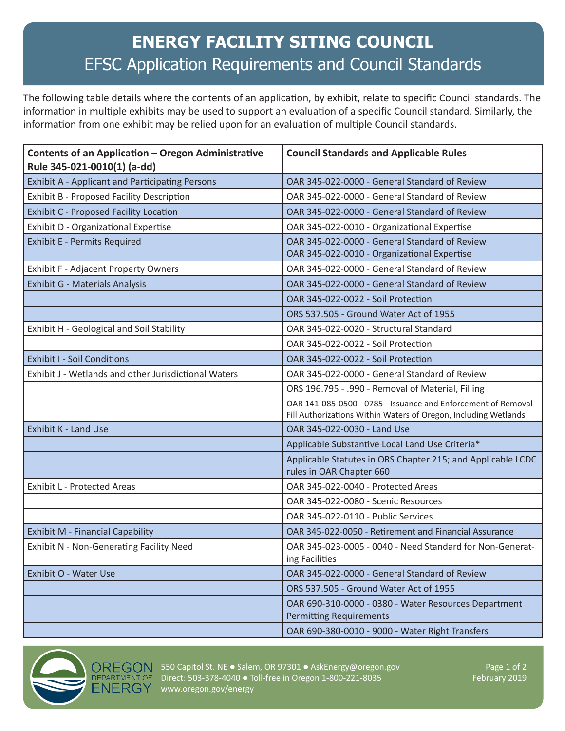# ENERGY FACILITY SITING COUNCIL

## EFSC Application Requirements and Council Standards

The following table details where the contents of an application, by exhibit, relate to specific Council standards. The information in multiple exhibits may be used to support an evaluation of a specific Council standard. Similarly, the information from one exhibit may be relied upon for an evaluation of multiple Council standards.

| Contents of an Application – Oregon Administrative Rule 345-021-0010(1) (a-dd) | Council Standards and Applicable Rules |
|---|---|
| Exhibit A - Applicant and Participating Persons | OAR 345-022-0000 - General Standard of Review |
| Exhibit B - Proposed Facility Description | OAR 345-022-0000 - General Standard of Review |
| Exhibit C - Proposed Facility Location | OAR 345-022-0000 - General Standard of Review |
| Exhibit D - Organizational Expertise | OAR 345-022-0010 - Organizational Expertise |
| Exhibit E - Permits Required | OAR 345-022-0000 - General Standard of Review<br>OAR 345-022-0010 - Organizational Expertise |
| Exhibit F - Adjacent Property Owners | OAR 345-022-0000 - General Standard of Review |
| Exhibit G - Materials Analysis | OAR 345-022-0000 - General Standard of Review |
| | OAR 345-022-0022 - Soil Protection |
| | ORS 537.505 - Ground Water Act of 1955 |
| Exhibit H - Geological and Soil Stability | OAR 345-022-0020 - Structural Standard |
| | OAR 345-022-0022 - Soil Protection |
| Exhibit I - Soil Conditions | OAR 345-022-0022 - Soil Protection |
| Exhibit J - Wetlands and other Jurisdictional Waters | OAR 345-022-0000 - General Standard of Review |
| | ORS 196.795 - .990 - Removal of Material, Filling |
| | OAR 141-085-0500 - 0785 - Issuance and Enforcement of Removal-Fill Authorizations Within Waters of Oregon, Including Wetlands |
| Exhibit K - Land Use | OAR 345-022-0030 - Land Use |
| | Applicable Substantive Local Land Use Criteria* |
| | Applicable Statutes in ORS Chapter 215; and Applicable LCDC rules in OAR Chapter 660 |
| Exhibit L - Protected Areas | OAR 345-022-0040 - Protected Areas |
| | OAR 345-022-0080 - Scenic Resources |
| | OAR 345-022-0110 - Public Services |
| Exhibit M - Financial Capability | OAR 345-022-0050 - Retirement and Financial Assurance |
| Exhibit N - Non-Generating Facility Need | OAR 345-023-0005 - 0040 - Need Standard for Non-Generating Facilities |
| Exhibit O - Water Use | OAR 345-022-0000 - General Standard of Review |
| | ORS 537.505 - Ground Water Act of 1955 |
| | OAR 690-310-0000 - 0380 - Water Resources Department Permitting Requirements |
| | OAR 690-380-0010 - 9000 - Water Right Transfers |

OREGON DEPARTMENT OF ENERGY
550 Capitol St. NE ● Salem, OR 97301 ● AskEnergy@oregon.gov
Direct: 503-378-4040 ● Toll-free in Oregon 1-800-221-8035
www.oregon.gov/energy

February 2019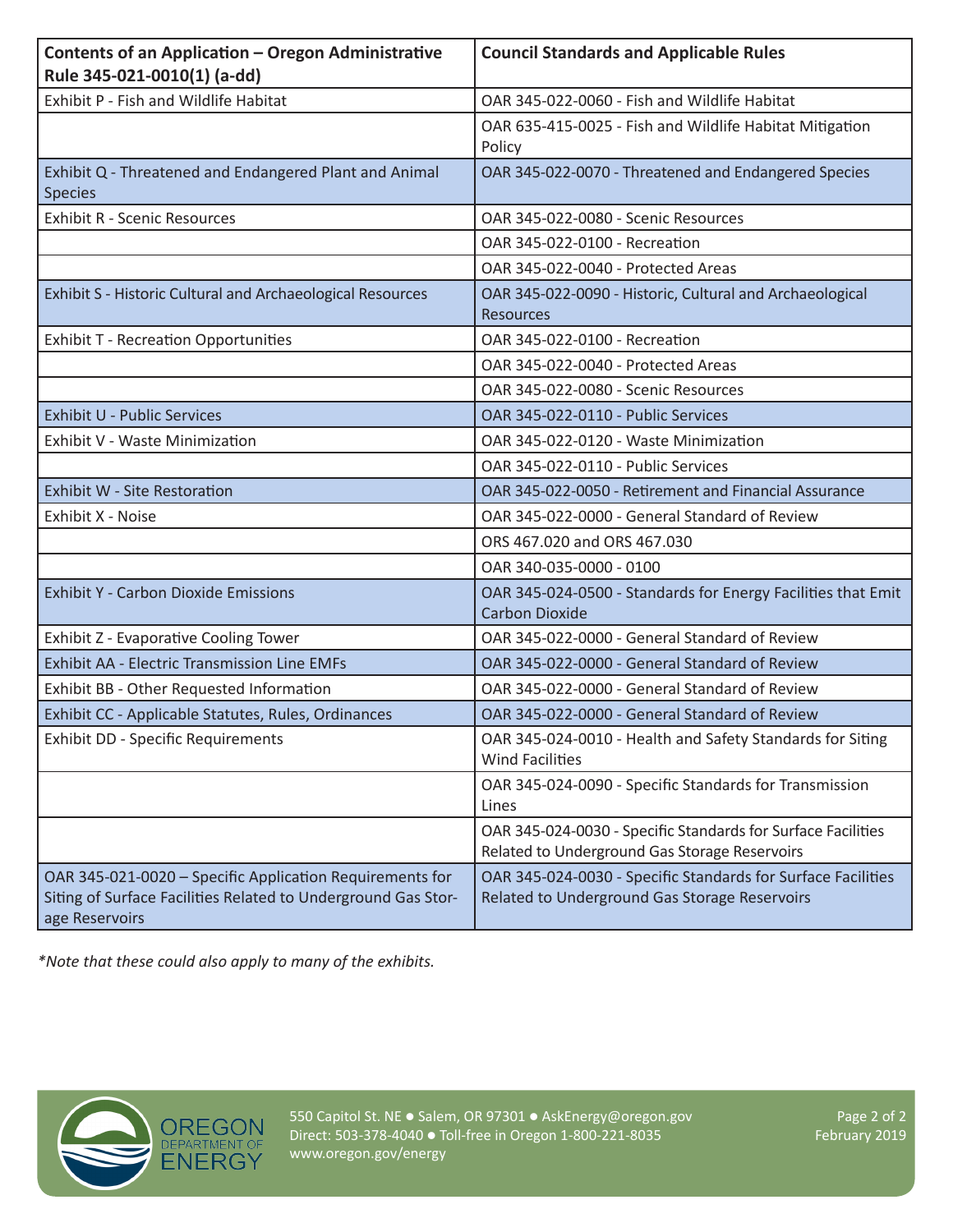| Contents of an Application – Oregon Administrative Rule 345-021-0010(1) (a-dd) | Council Standards and Applicable Rules |
|---|---|
| Exhibit P - Fish and Wildlife Habitat | OAR 345-022-0060 - Fish and Wildlife Habitat |
| | OAR 635-415-0025 - Fish and Wildlife Habitat Mitigation Policy |
| Exhibit Q - Threatened and Endangered Plant and Animal Species | OAR 345-022-0070 - Threatened and Endangered Species |
| Exhibit R - Scenic Resources | OAR 345-022-0080 - Scenic Resources |
| | OAR 345-022-0100 - Recreation |
| | OAR 345-022-0040 - Protected Areas |
| Exhibit S - Historic Cultural and Archaeological Resources | OAR 345-022-0090 - Historic, Cultural and Archaeological Resources |
| Exhibit T - Recreation Opportunities | OAR 345-022-0100 - Recreation |
| | OAR 345-022-0040 - Protected Areas |
| | OAR 345-022-0080 - Scenic Resources |
| Exhibit U - Public Services | OAR 345-022-0110 - Public Services |
| Exhibit V - Waste Minimization | OAR 345-022-0120 - Waste Minimization |
| | OAR 345-022-0110 - Public Services |
| Exhibit W - Site Restoration | OAR 345-022-0050 - Retirement and Financial Assurance |
| Exhibit X - Noise | OAR 345-022-0000 - General Standard of Review |
| | ORS 467.020 and ORS 467.030 |
| | OAR 340-035-0000 - 0100 |
| Exhibit Y - Carbon Dioxide Emissions | OAR 345-024-0500 - Standards for Energy Facilities that Emit Carbon Dioxide |
| Exhibit Z - Evaporative Cooling Tower | OAR 345-022-0000 - General Standard of Review |
| Exhibit AA - Electric Transmission Line EMFs | OAR 345-022-0000 - General Standard of Review |
| Exhibit BB - Other Requested Information | OAR 345-022-0000 - General Standard of Review |
| Exhibit CC - Applicable Statutes, Rules, Ordinances | OAR 345-022-0000 - General Standard of Review |
| Exhibit DD - Specific Requirements | OAR 345-024-0010 - Health and Safety Standards for Siting Wind Facilities |
| | OAR 345-024-0090 - Specific Standards for Transmission Lines |
| | OAR 345-024-0030 - Specific Standards for Surface Facilities Related to Underground Gas Storage Reservoirs |
| OAR 345-021-0020 – Specific Application Requirements for Siting of Surface Facilities Related to Underground Gas Storage Reservoirs | OAR 345-024-0030 - Specific Standards for Surface Facilities Related to Underground Gas Storage Reservoirs |

*\*Note that these could also apply to many of the exhibits.*

OREGON DEPARTMENT OF ENERGY

550 Capitol St. NE ● Salem, OR 97301 ● AskEnergy@oregon.gov
Direct: 503-378-4040 ● Toll-free in Oregon 1-800-221-8035
www.oregon.gov/energy

February 2019